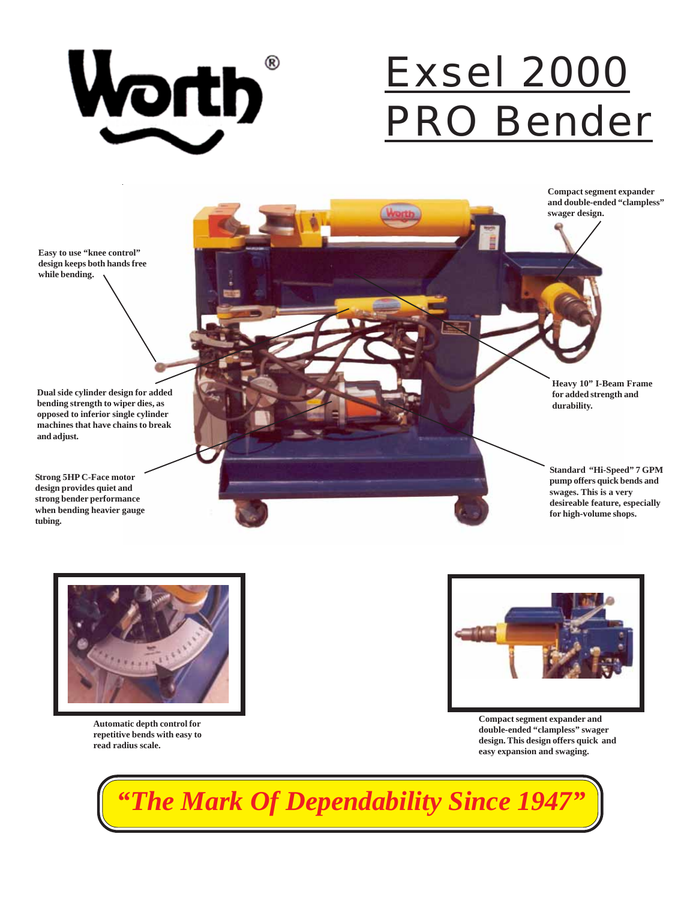Worth®

# Exsel 2000 PRO Bender

**Compact segment expander and double-ended "clampless" swager design.**

**Easy to use "knee control" design keeps both hands free while bending.**

**Dual side cylinder design for added bending strength to wiper dies, as opposed to inferior single cylinder machines that have chains to break and adjust.**

**Heavy 10" I-Beam Frame for added strength and durability.**

**Strong 5HP C-Face motor design provides quiet and strong bender performance when bending heavier gauge tubing.**

**Standard "Hi-Speed" 7 GPM pump offers quick bends and swages. This is a very desireable feature, especially for high-volume shops.**

**Automatic depth control for repetitive bends with easy to read radius scale.**

**Compact segment expander and double-ended "clampless" swager design. This design offers quick and easy expansion and swaging.**

***"The Mark Of Dependability Since 1947"***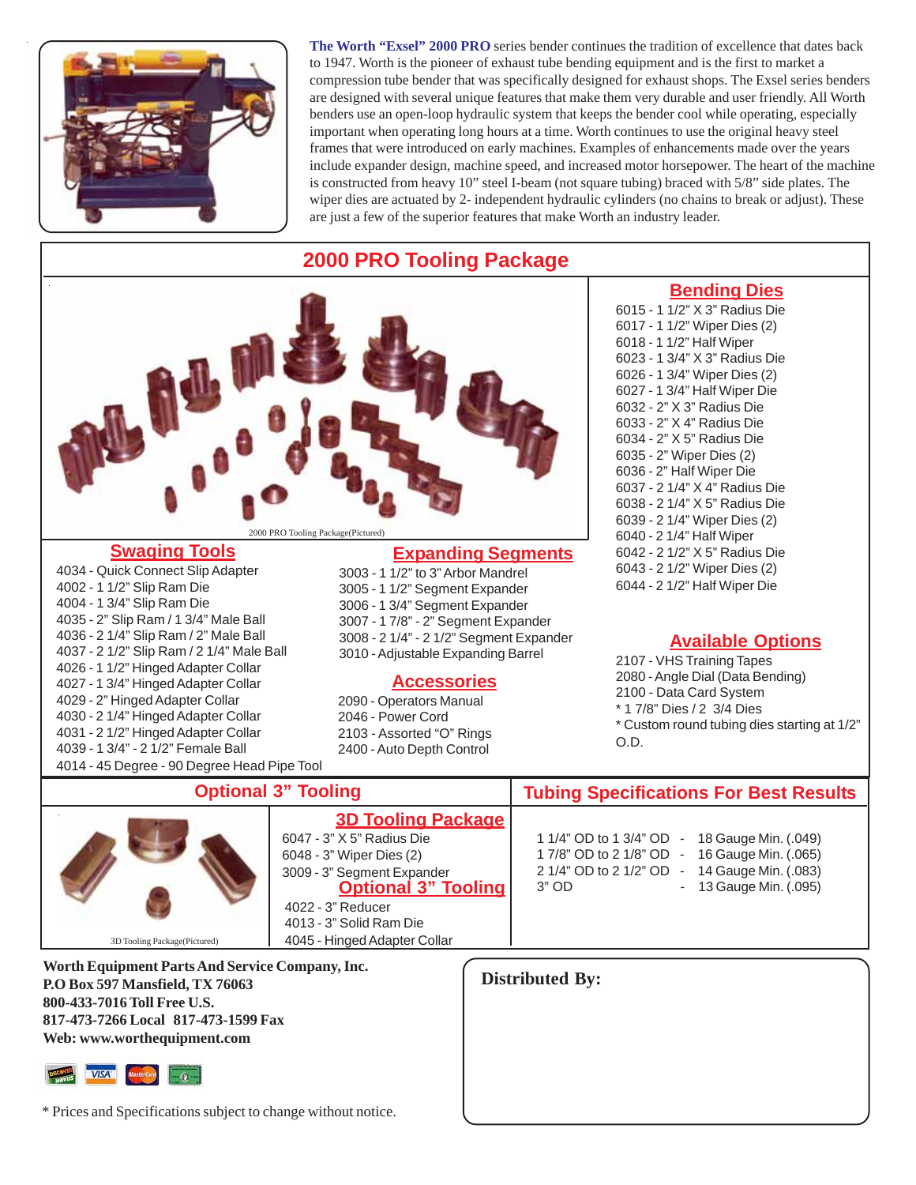**The Worth "Exsel" 2000 PRO** series bender continues the tradition of excellence that dates back to 1947. Worth is the pioneer of exhaust tube bending equipment and is the first to market a compression tube bender that was specifically designed for exhaust shops. The Exsel series benders are designed with several unique features that make them very durable and user friendly. All Worth benders use an open-loop hydraulic system that keeps the bender cool while operating, especially important when operating long hours at a time. Worth continues to use the original heavy steel frames that were introduced on early machines. Examples of enhancements made over the years include expander design, machine speed, and increased motor horsepower. The heart of the machine is constructed from heavy 10" steel I-beam (not square tubing) braced with 5/8" side plates. The wiper dies are actuated by 2- independent hydraulic cylinders (no chains to break or adjust). These are just a few of the superior features that make Worth an industry leader.

# 2000 PRO Tooling Package

2000 PRO Tooling Package(Pictured)

## Bending Dies

6015 - 1 1/2" X 3" Radius Die
6017 - 1 1/2" Wiper Dies (2)
6018 - 1 1/2" Half Wiper
6023 - 1 3/4" X 3" Radius Die
6026 - 1 3/4" Wiper Dies (2)
6027 - 1 3/4" Half Wiper Die
6032 - 2" X 3" Radius Die
6033 - 2" X 4" Radius Die
6034 - 2" X 5" Radius Die
6035 - 2" Wiper Dies (2)
6036 - 2" Half Wiper Die
6037 - 2 1/4" X 4" Radius Die
6038 - 2 1/4" X 5" Radius Die
6039 - 2 1/4" Wiper Dies (2)
6040 - 2 1/4" Half Wiper
6042 - 2 1/2" X 5" Radius Die
6043 - 2 1/2" Wiper Dies (2)
6044 - 2 1/2" Half Wiper Die

## Swaging Tools

4034 - Quick Connect Slip Adapter
4002 - 1 1/2" Slip Ram Die
4004 - 1 3/4" Slip Ram Die
4035 - 2" Slip Ram / 1 3/4" Male Ball
4036 - 2 1/4" Slip Ram / 2" Male Ball
4037 - 2 1/2" Slip Ram / 2 1/4" Male Ball
4026 - 1 1/2" Hinged Adapter Collar
4027 - 1 3/4" Hinged Adapter Collar
4029 - 2" Hinged Adapter Collar
4030 - 2 1/4" Hinged Adapter Collar
4031 - 2 1/2" Hinged Adapter Collar
4039 - 1 3/4" - 2 1/2" Female Ball
4014 - 45 Degree - 90 Degree Head Pipe Tool

## Expanding Segments

3003 - 1 1/2" to 3" Arbor Mandrel
3005 - 1 1/2" Segment Expander
3006 - 1 3/4" Segment Expander
3007 - 1 7/8" - 2" Segment Expander
3008 - 2 1/4" - 2 1/2" Segment Expander
3010 - Adjustable Expanding Barrel

## Accessories

2090 - Operators Manual
2046 - Power Cord
2103 - Assorted "O" Rings
2400 - Auto Depth Control

## Available Options

2107 - VHS Training Tapes
2080 - Angle Dial (Data Bending)
2100 - Data Card System
* 1 7/8" Dies / 2 3/4 Dies
* Custom round tubing dies starting at 1/2" O.D.

# Optional 3" Tooling

3D Tooling Package(Pictured)

## 3D Tooling Package

6047 - 3" X 5" Radius Die
6048 - 3" Wiper Dies (2)
3009 - 3" Segment Expander

## Optional 3" Tooling

4022 - 3" Reducer
4013 - 3" Solid Ram Die
4045 - Hinged Adapter Collar

# Tubing Specifications For Best Results

| | |
|---|---|
| 1 1/4" OD to 1 3/4" OD | - 18 Gauge Min. (.049) |
| 1 7/8" OD to 2 1/8" OD | - 16 Gauge Min. (.065) |
| 2 1/4" OD to 2 1/2" OD | - 14 Gauge Min. (.083) |
| 3" OD | - 13 Gauge Min. (.095) |

**Worth Equipment Parts And Service Company, Inc.**
**P.O Box 597 Mansfield, TX 76063**
**800-433-7016 Toll Free U.S.**
**817-473-7266 Local 817-473-1599 Fax**
**Web: www.worthequipment.com**

**Distributed By:**

* Prices and Specifications subject to change without notice.